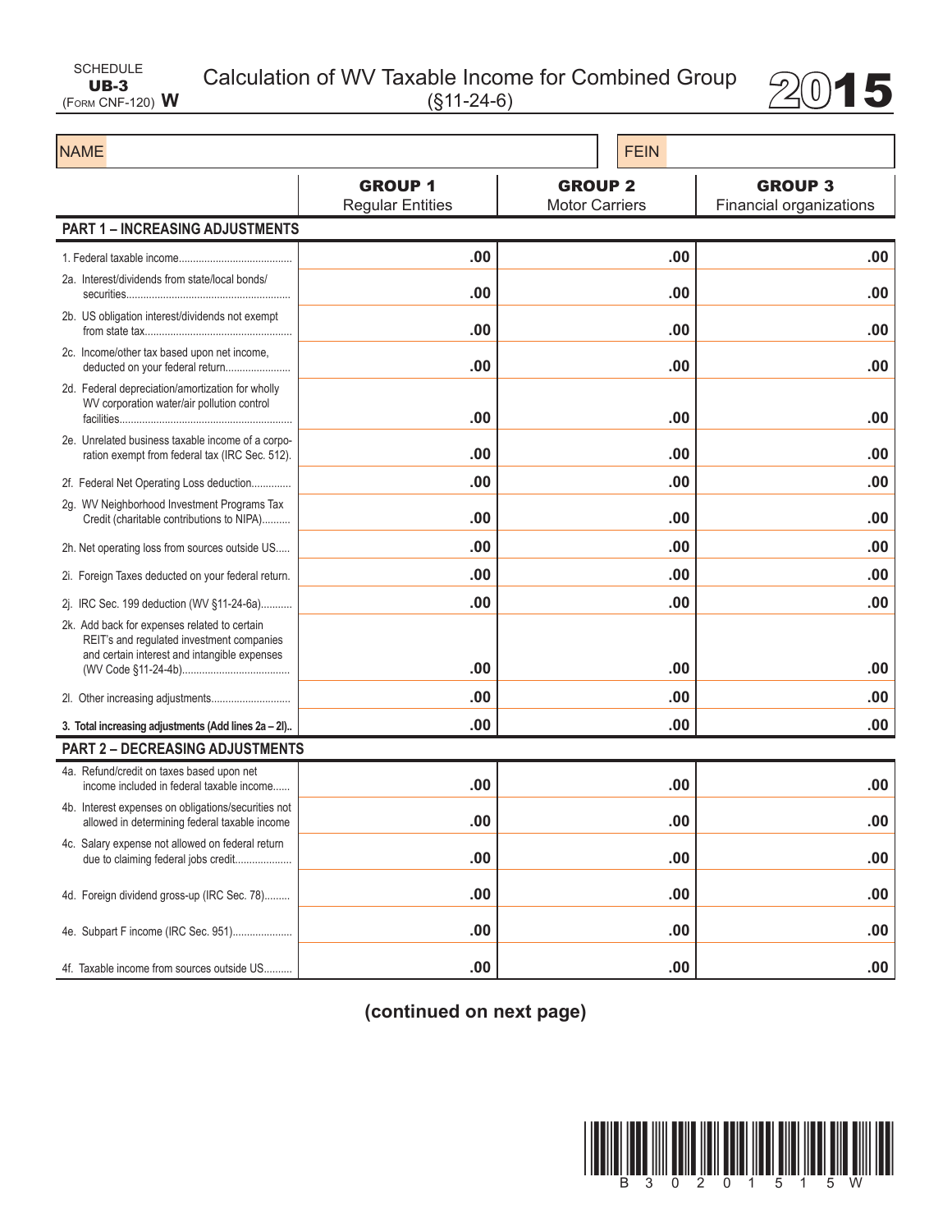SCHEDULE
**UB-3**
(FORM CNF-120) **W**

# Calculation of WV Taxable Income for Combined Group
(§11-24-6)

**2015**

| NAME | | FEIN | |
|---|---|---|---|

| | **GROUP 1** Regular Entities | **GROUP 2** Motor Carriers | **GROUP 3** Financial organizations |
|---|---|---|---|
| **PART 1 – INCREASING ADJUSTMENTS** | | | |
| 1. Federal taxable income | .00 | .00 | .00 |
| 2a. Interest/dividends from state/local bonds/ securities | .00 | .00 | .00 |
| 2b. US obligation interest/dividends not exempt from state tax | .00 | .00 | .00 |
| 2c. Income/other tax based upon net income, deducted on your federal return | .00 | .00 | .00 |
| 2d. Federal depreciation/amortization for wholly WV corporation water/air pollution control facilities | .00 | .00 | .00 |
| 2e. Unrelated business taxable income of a corporation exempt from federal tax (IRC Sec. 512). | .00 | .00 | .00 |
| 2f. Federal Net Operating Loss deduction | .00 | .00 | .00 |
| 2g. WV Neighborhood Investment Programs Tax Credit (charitable contributions to NIPA) | .00 | .00 | .00 |
| 2h. Net operating loss from sources outside US | .00 | .00 | .00 |
| 2i. Foreign Taxes deducted on your federal return. | .00 | .00 | .00 |
| 2j. IRC Sec. 199 deduction (WV §11-24-6a) | .00 | .00 | .00 |
| 2k. Add back for expenses related to certain REIT's and regulated investment companies and certain interest and intangible expenses (WV Code §11-24-4b) | .00 | .00 | .00 |
| 2l. Other increasing adjustments | .00 | .00 | .00 |
| **3. Total increasing adjustments (Add lines 2a – 2l)** | .00 | .00 | .00 |
| **PART 2 – DECREASING ADJUSTMENTS** | | | |
| 4a. Refund/credit on taxes based upon net income included in federal taxable income | .00 | .00 | .00 |
| 4b. Interest expenses on obligations/securities not allowed in determining federal taxable income | .00 | .00 | .00 |
| 4c. Salary expense not allowed on federal return due to claiming federal jobs credit | .00 | .00 | .00 |
| 4d. Foreign dividend gross-up (IRC Sec. 78) | .00 | .00 | .00 |
| 4e. Subpart F income (IRC Sec. 951) | .00 | .00 | .00 |
| 4f. Taxable income from sources outside US | .00 | .00 | .00 |

**(continued on next page)**

B 3 0 2 0 1 5 1 5 W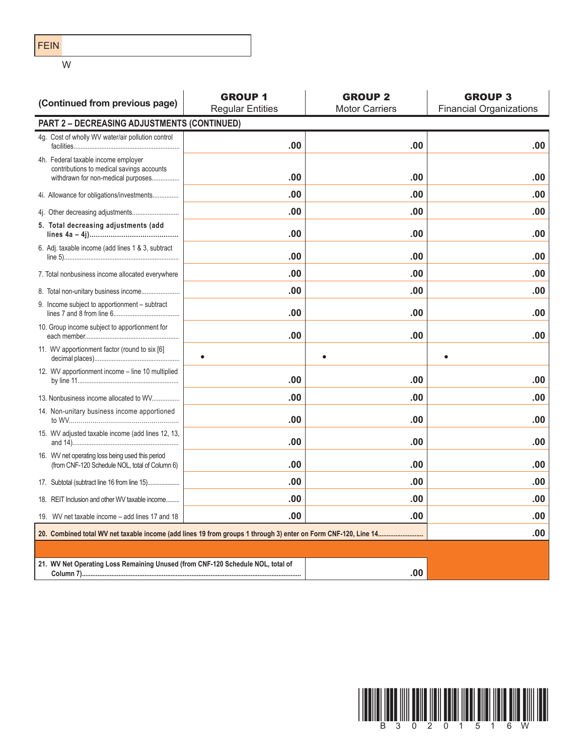FEIN

W

| (Continued from previous page) | GROUP 1 Regular Entities | GROUP 2 Motor Carriers | GROUP 3 Financial Organizations |
|---|---|---|---|
| **PART 2 – DECREASING ADJUSTMENTS (CONTINUED)** | | | |
| 4g. Cost of wholly WV water/air pollution control facilities | .00 | .00 | .00 |
| 4h. Federal taxable income employer contributions to medical savings accounts withdrawn for non-medical purposes | .00 | .00 | .00 |
| 4i. Allowance for obligations/investments | .00 | .00 | .00 |
| 4j. Other decreasing adjustments | .00 | .00 | .00 |
| **5. Total decreasing adjustments (add lines 4a – 4j)** | .00 | .00 | .00 |
| 6. Adj. taxable income (add lines 1 & 3, subtract line 5) | .00 | .00 | .00 |
| 7. Total nonbusiness income allocated everywhere | .00 | .00 | .00 |
| 8. Total non-unitary business income | .00 | .00 | .00 |
| 9. Income subject to apportionment – subtract lines 7 and 8 from line 6 | .00 | .00 | .00 |
| 10. Group income subject to apportionment for each member | .00 | .00 | .00 |
| 11. WV apportionment factor (round to six [6] decimal places) | • | • | • |
| 12. WV apportionment income – line 10 multiplied by line 11 | .00 | .00 | .00 |
| 13. Nonbusiness income allocated to WV | .00 | .00 | .00 |
| 14. Non-unitary business income apportioned to WV | .00 | .00 | .00 |
| 15. WV adjusted taxable income (add lines 12, 13, and 14) | .00 | .00 | .00 |
| 16. WV net operating loss being used this period (from CNF-120 Schedule NOL, total of Column 6) | .00 | .00 | .00 |
| 17. Subtotal (subtract line 16 from line 15) | .00 | .00 | .00 |
| 18. REIT Inclusion and other WV taxable income | .00 | .00 | .00 |
| 19. WV net taxable income – add lines 17 and 18 | .00 | .00 | .00 |
| **20. Combined total WV net taxable income (add lines 19 from groups 1 through 3) enter on Form CNF-120, Line 14** | | | .00 |
| **21. WV Net Operating Loss Remaining Unused (from CNF-120 Schedule NOL, total of Column 7)** | | .00 | |

B 3 0 2 0 1 5 1 6 W